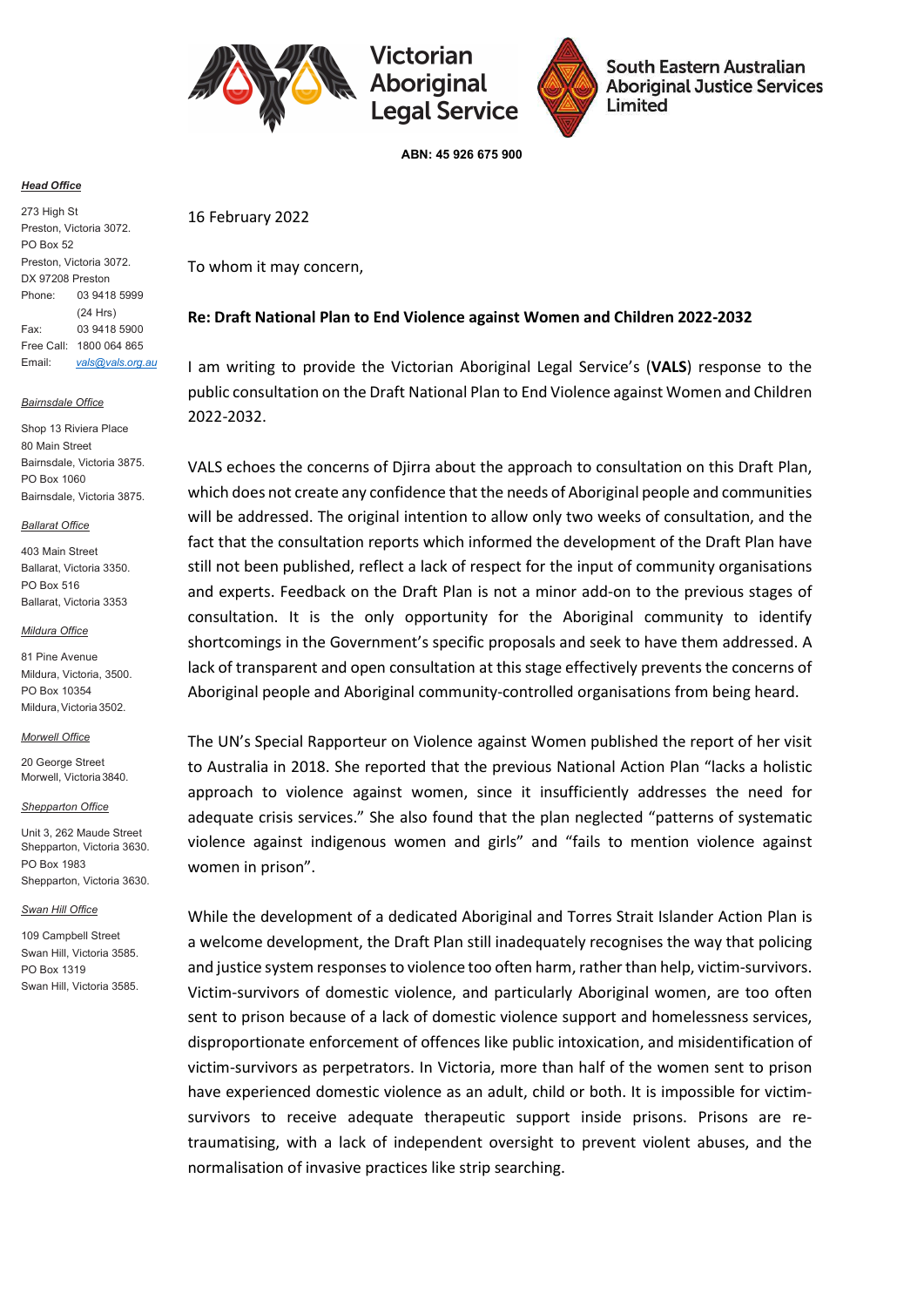Victorian Aboriginal Legal Service

South Eastern Australian Aboriginal Justice Services Limited

**ABN: 45 926 675 900**

***Head Office***

273 High St
Preston, Victoria 3072.
PO Box 52
Preston, Victoria 3072.
DX 97208 Preston
Phone: 03 9418 5999 (24 Hrs)
Fax: 03 9418 5900
Free Call: 1800 064 865
Email: vals@vals.org.au

*Bairnsdale Office*

Shop 13 Riviera Place
80 Main Street
Bairnsdale, Victoria 3875.
PO Box 1060
Bairnsdale, Victoria 3875.

*Ballarat Office*

403 Main Street
Ballarat, Victoria 3350.
PO Box 516
Ballarat, Victoria 3353

*Mildura Office*

81 Pine Avenue
Mildura, Victoria, 3500.
PO Box 10354
Mildura, Victoria 3502.

*Morwell Office*

20 George Street
Morwell, Victoria 3840.

*Shepparton Office*

Unit 3, 262 Maude Street
Shepparton, Victoria 3630.
PO Box 1983
Shepparton, Victoria 3630.

*Swan Hill Office*

109 Campbell Street
Swan Hill, Victoria 3585.
PO Box 1319
Swan Hill, Victoria 3585.

16 February 2022

To whom it may concern,

**Re: Draft National Plan to End Violence against Women and Children 2022-2032**

I am writing to provide the Victorian Aboriginal Legal Service's (**VALS**) response to the public consultation on the Draft National Plan to End Violence against Women and Children 2022-2032.

VALS echoes the concerns of Djirra about the approach to consultation on this Draft Plan, which does not create any confidence that the needs of Aboriginal people and communities will be addressed. The original intention to allow only two weeks of consultation, and the fact that the consultation reports which informed the development of the Draft Plan have still not been published, reflect a lack of respect for the input of community organisations and experts. Feedback on the Draft Plan is not a minor add-on to the previous stages of consultation. It is the only opportunity for the Aboriginal community to identify shortcomings in the Government's specific proposals and seek to have them addressed. A lack of transparent and open consultation at this stage effectively prevents the concerns of Aboriginal people and Aboriginal community-controlled organisations from being heard.

The UN's Special Rapporteur on Violence against Women published the report of her visit to Australia in 2018. She reported that the previous National Action Plan "lacks a holistic approach to violence against women, since it insufficiently addresses the need for adequate crisis services." She also found that the plan neglected "patterns of systematic violence against indigenous women and girls" and "fails to mention violence against women in prison".

While the development of a dedicated Aboriginal and Torres Strait Islander Action Plan is a welcome development, the Draft Plan still inadequately recognises the way that policing and justice system responses to violence too often harm, rather than help, victim-survivors. Victim-survivors of domestic violence, and particularly Aboriginal women, are too often sent to prison because of a lack of domestic violence support and homelessness services, disproportionate enforcement of offences like public intoxication, and misidentification of victim-survivors as perpetrators. In Victoria, more than half of the women sent to prison have experienced domestic violence as an adult, child or both. It is impossible for victim-survivors to receive adequate therapeutic support inside prisons. Prisons are re-traumatising, with a lack of independent oversight to prevent violent abuses, and the normalisation of invasive practices like strip searching.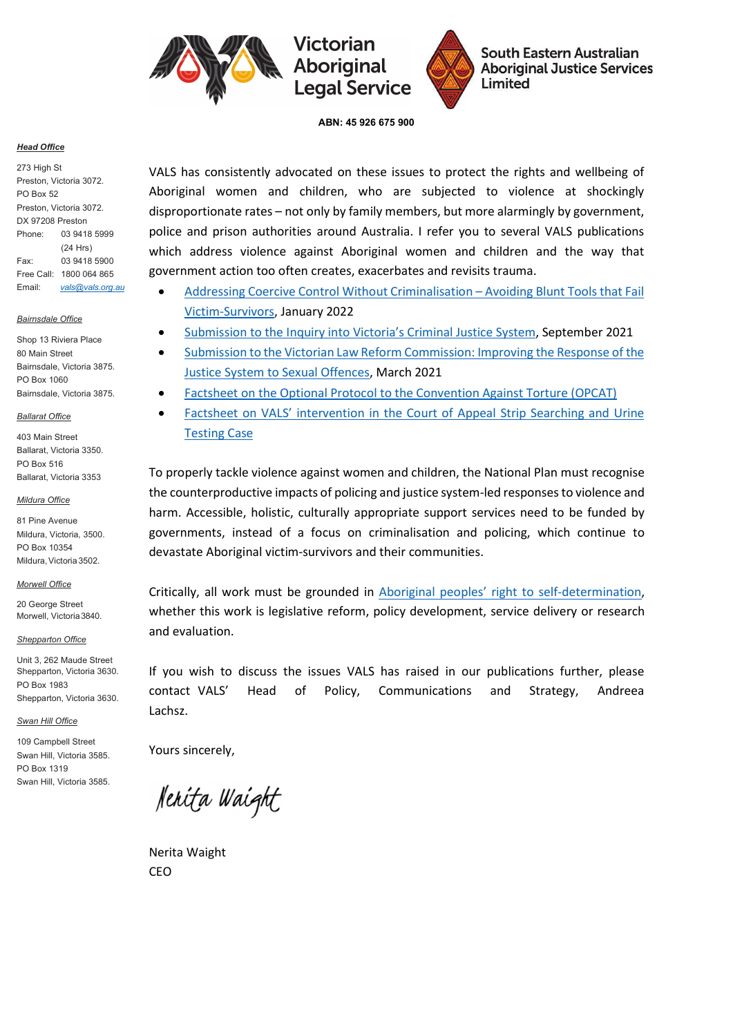Victorian Aboriginal Legal Service

South Eastern Australian Aboriginal Justice Services Limited

ABN: 45 926 675 900

***Head Office***

273 High St
Preston, Victoria 3072.
PO Box 52
Preston, Victoria 3072.
DX 97208 Preston
Phone: 03 9418 5999 (24 Hrs)
Fax: 03 9418 5900
Free Call: 1800 064 865
Email: vals@vals.org.au

*Bairnsdale Office*

Shop 13 Riviera Place
80 Main Street
Bairnsdale, Victoria 3875.
PO Box 1060
Bairnsdale, Victoria 3875.

*Ballarat Office*

403 Main Street
Ballarat, Victoria 3350.
PO Box 516
Ballarat, Victoria 3353

*Mildura Office*

81 Pine Avenue
Mildura, Victoria, 3500.
PO Box 10354
Mildura, Victoria 3502.

*Morwell Office*

20 George Street
Morwell, Victoria 3840.

*Shepparton Office*

Unit 3, 262 Maude Street
Shepparton, Victoria 3630.
PO Box 1983
Shepparton, Victoria 3630.

*Swan Hill Office*

109 Campbell Street
Swan Hill, Victoria 3585.
PO Box 1319
Swan Hill, Victoria 3585.

VALS has consistently advocated on these issues to protect the rights and wellbeing of Aboriginal women and children, who are subjected to violence at shockingly disproportionate rates – not only by family members, but more alarmingly by government, police and prison authorities around Australia. I refer you to several VALS publications which address violence against Aboriginal women and children and the way that government action too often creates, exacerbates and revisits trauma.

- Addressing Coercive Control Without Criminalisation – Avoiding Blunt Tools that Fail Victim-Survivors, January 2022
- Submission to the Inquiry into Victoria's Criminal Justice System, September 2021
- Submission to the Victorian Law Reform Commission: Improving the Response of the Justice System to Sexual Offences, March 2021
- Factsheet on the Optional Protocol to the Convention Against Torture (OPCAT)
- Factsheet on VALS' intervention in the Court of Appeal Strip Searching and Urine Testing Case

To properly tackle violence against women and children, the National Plan must recognise the counterproductive impacts of policing and justice system-led responses to violence and harm. Accessible, holistic, culturally appropriate support services need to be funded by governments, instead of a focus on criminalisation and policing, which continue to devastate Aboriginal victim-survivors and their communities.

Critically, all work must be grounded in Aboriginal peoples' right to self-determination, whether this work is legislative reform, policy development, service delivery or research and evaluation.

If you wish to discuss the issues VALS has raised in our publications further, please contact VALS' Head of Policy, Communications and Strategy, Andreea Lachsz.

Yours sincerely,

Nerita Waight

Nerita Waight
CEO